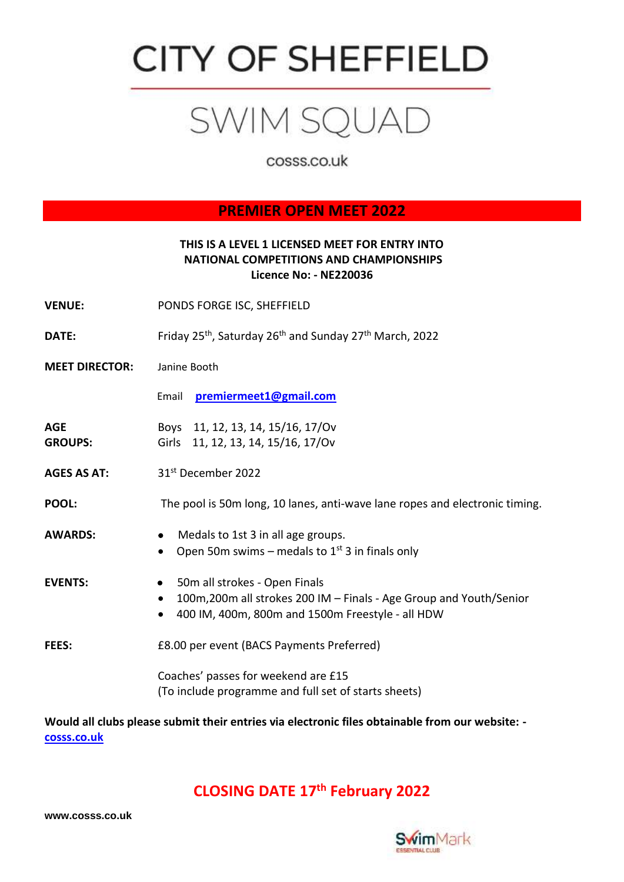# CITY OF SHEFFIELD

## SWIM SQUAD

cosss.co.uk

## PREMIER OPEN MEET 2022

**THIS IS A LEVEL 1 LICENSED MEET FOR ENTRY INTO NATIONAL COMPETITIONS AND CHAMPIONSHIPS**
**Licence No: - NE220036**

**VENUE:** PONDS FORGE ISC, SHEFFIELD

**DATE:** Friday 25th, Saturday 26th and Sunday 27th March, 2022

**MEET DIRECTOR:** Janine Booth

Email **premiermeet1@gmail.com**

**AGE GROUPS:**
Boys 11, 12, 13, 14, 15/16, 17/Ov
Girls 11, 12, 13, 14, 15/16, 17/Ov

**AGES AS AT:** 31st December 2022

**POOL:** The pool is 50m long, 10 lanes, anti-wave lane ropes and electronic timing.

**AWARDS:**

- Medals to 1st 3 in all age groups.
- Open 50m swims – medals to 1st 3 in finals only

**EVENTS:**

- 50m all strokes - Open Finals
- 100m,200m all strokes 200 IM – Finals - Age Group and Youth/Senior
- 400 IM, 400m, 800m and 1500m Freestyle - all HDW

**FEES:** £8.00 per event (BACS Payments Preferred)

Coaches' passes for weekend are £15
(To include programme and full set of starts sheets)

**Would all clubs please submit their entries via electronic files obtainable from our website: - cosss.co.uk**

## CLOSING DATE 17th February 2022

www.cosss.co.uk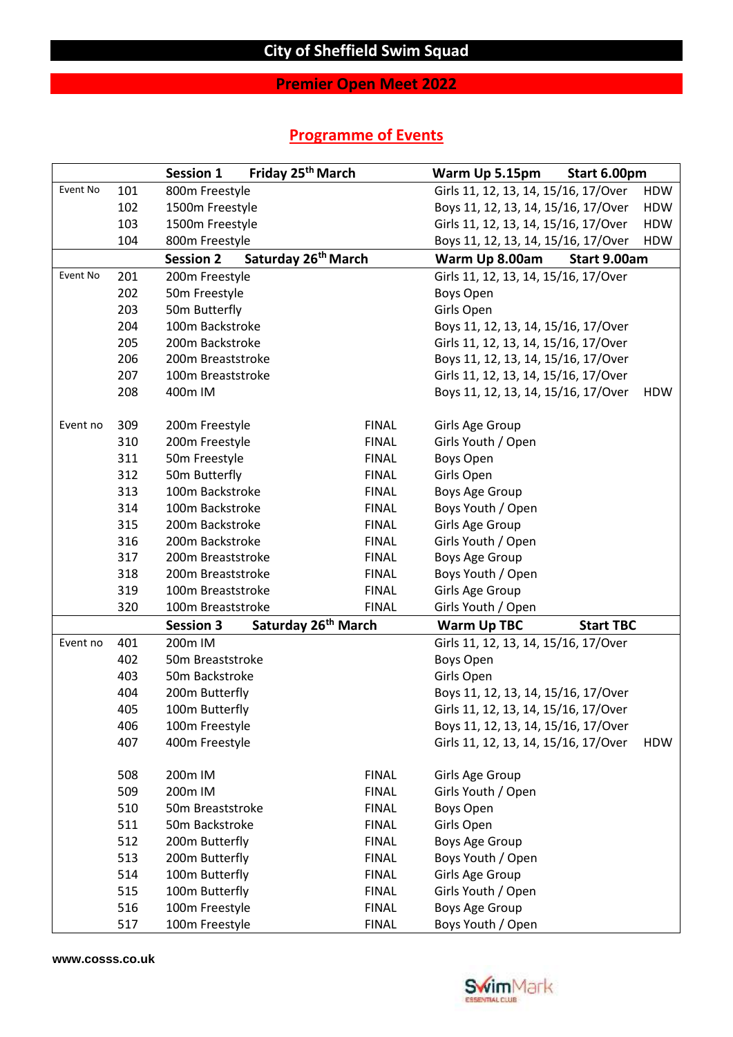# City of Sheffield Swim Squad

## Premier Open Meet 2022

### Programme of Events

| | | | | | |
|---|---|---|---|---|---|
| | | **Session 1 Friday 25th March** | | **Warm Up 5.15pm Start 6.00pm** | |
| Event No | 101 | 800m Freestyle | | Girls 11, 12, 13, 14, 15/16, 17/Over | HDW |
| | 102 | 1500m Freestyle | | Boys 11, 12, 13, 14, 15/16, 17/Over | HDW |
| | 103 | 1500m Freestyle | | Girls 11, 12, 13, 14, 15/16, 17/Over | HDW |
| | 104 | 800m Freestyle | | Boys 11, 12, 13, 14, 15/16, 17/Over | HDW |
| | | **Session 2 Saturday 26th March** | | **Warm Up 8.00am Start 9.00am** | |
| Event No | 201 | 200m Freestyle | | Girls 11, 12, 13, 14, 15/16, 17/Over | |
| | 202 | 50m Freestyle | | Boys Open | |
| | 203 | 50m Butterfly | | Girls Open | |
| | 204 | 100m Backstroke | | Boys 11, 12, 13, 14, 15/16, 17/Over | |
| | 205 | 200m Backstroke | | Girls 11, 12, 13, 14, 15/16, 17/Over | |
| | 206 | 200m Breaststroke | | Boys 11, 12, 13, 14, 15/16, 17/Over | |
| | 207 | 100m Breaststroke | | Girls 11, 12, 13, 14, 15/16, 17/Over | |
| | 208 | 400m IM | | Boys 11, 12, 13, 14, 15/16, 17/Over | HDW |
| Event no | 309 | 200m Freestyle | FINAL | Girls Age Group | |
| | 310 | 200m Freestyle | FINAL | Girls Youth / Open | |
| | 311 | 50m Freestyle | FINAL | Boys Open | |
| | 312 | 50m Butterfly | FINAL | Girls Open | |
| | 313 | 100m Backstroke | FINAL | Boys Age Group | |
| | 314 | 100m Backstroke | FINAL | Boys Youth / Open | |
| | 315 | 200m Backstroke | FINAL | Girls Age Group | |
| | 316 | 200m Backstroke | FINAL | Girls Youth / Open | |
| | 317 | 200m Breaststroke | FINAL | Boys Age Group | |
| | 318 | 200m Breaststroke | FINAL | Boys Youth / Open | |
| | 319 | 100m Breaststroke | FINAL | Girls Age Group | |
| | 320 | 100m Breaststroke | FINAL | Girls Youth / Open | |
| | | **Session 3 Saturday 26th March** | | **Warm Up TBC Start TBC** | |
| Event no | 401 | 200m IM | | Girls 11, 12, 13, 14, 15/16, 17/Over | |
| | 402 | 50m Breaststroke | | Boys Open | |
| | 403 | 50m Backstroke | | Girls Open | |
| | 404 | 200m Butterfly | | Boys 11, 12, 13, 14, 15/16, 17/Over | |
| | 405 | 100m Butterfly | | Girls 11, 12, 13, 14, 15/16, 17/Over | |
| | 406 | 100m Freestyle | | Boys 11, 12, 13, 14, 15/16, 17/Over | |
| | 407 | 400m Freestyle | | Girls 11, 12, 13, 14, 15/16, 17/Over | HDW |
| | 508 | 200m IM | FINAL | Girls Age Group | |
| | 509 | 200m IM | FINAL | Girls Youth / Open | |
| | 510 | 50m Breaststroke | FINAL | Boys Open | |
| | 511 | 50m Backstroke | FINAL | Girls Open | |
| | 512 | 200m Butterfly | FINAL | Boys Age Group | |
| | 513 | 200m Butterfly | FINAL | Boys Youth / Open | |
| | 514 | 100m Butterfly | FINAL | Girls Age Group | |
| | 515 | 100m Butterfly | FINAL | Girls Youth / Open | |
| | 516 | 100m Freestyle | FINAL | Boys Age Group | |
| | 517 | 100m Freestyle | FINAL | Boys Youth / Open | |

www.cosss.co.uk

SwimMark ESSENTIAL CLUB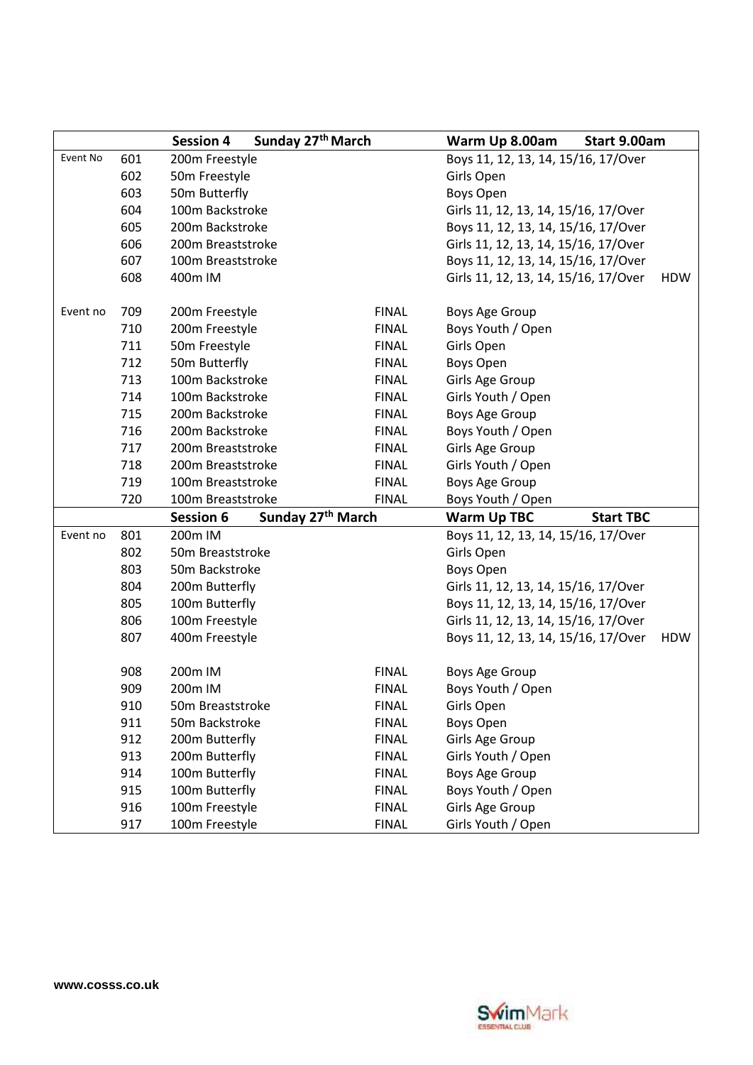| | | Session 4 Sunday 27th March | | Warm Up 8.00am Start 9.00am | |
|---|---|---|---|---|---|
| Event No | 601 | 200m Freestyle | | Boys 11, 12, 13, 14, 15/16, 17/Over | |
| | 602 | 50m Freestyle | | Girls Open | |
| | 603 | 50m Butterfly | | Boys Open | |
| | 604 | 100m Backstroke | | Girls 11, 12, 13, 14, 15/16, 17/Over | |
| | 605 | 200m Backstroke | | Boys 11, 12, 13, 14, 15/16, 17/Over | |
| | 606 | 200m Breaststroke | | Girls 11, 12, 13, 14, 15/16, 17/Over | |
| | 607 | 100m Breaststroke | | Boys 11, 12, 13, 14, 15/16, 17/Over | |
| | 608 | 400m IM | | Girls 11, 12, 13, 14, 15/16, 17/Over | HDW |
| | | | | | |
| Event no | 709 | 200m Freestyle | FINAL | Boys Age Group | |
| | 710 | 200m Freestyle | FINAL | Boys Youth / Open | |
| | 711 | 50m Freestyle | FINAL | Girls Open | |
| | 712 | 50m Butterfly | FINAL | Boys Open | |
| | 713 | 100m Backstroke | FINAL | Girls Age Group | |
| | 714 | 100m Backstroke | FINAL | Girls Youth / Open | |
| | 715 | 200m Backstroke | FINAL | Boys Age Group | |
| | 716 | 200m Backstroke | FINAL | Boys Youth / Open | |
| | 717 | 200m Breaststroke | FINAL | Girls Age Group | |
| | 718 | 200m Breaststroke | FINAL | Girls Youth / Open | |
| | 719 | 100m Breaststroke | FINAL | Boys Age Group | |
| | 720 | 100m Breaststroke | FINAL | Boys Youth / Open | |
| | | **Session 6 Sunday 27th March** | | **Warm Up TBC Start TBC** | |
| Event no | 801 | 200m IM | | Boys 11, 12, 13, 14, 15/16, 17/Over | |
| | 802 | 50m Breaststroke | | Girls Open | |
| | 803 | 50m Backstroke | | Boys Open | |
| | 804 | 200m Butterfly | | Girls 11, 12, 13, 14, 15/16, 17/Over | |
| | 805 | 100m Butterfly | | Boys 11, 12, 13, 14, 15/16, 17/Over | |
| | 806 | 100m Freestyle | | Girls 11, 12, 13, 14, 15/16, 17/Over | |
| | 807 | 400m Freestyle | | Boys 11, 12, 13, 14, 15/16, 17/Over | HDW |
| | | | | | |
| | 908 | 200m IM | FINAL | Boys Age Group | |
| | 909 | 200m IM | FINAL | Boys Youth / Open | |
| | 910 | 50m Breaststroke | FINAL | Girls Open | |
| | 911 | 50m Backstroke | FINAL | Boys Open | |
| | 912 | 200m Butterfly | FINAL | Girls Age Group | |
| | 913 | 200m Butterfly | FINAL | Girls Youth / Open | |
| | 914 | 100m Butterfly | FINAL | Boys Age Group | |
| | 915 | 100m Butterfly | FINAL | Boys Youth / Open | |
| | 916 | 100m Freestyle | FINAL | Girls Age Group | |
| | 917 | 100m Freestyle | FINAL | Girls Youth / Open | |

www.cosss.co.uk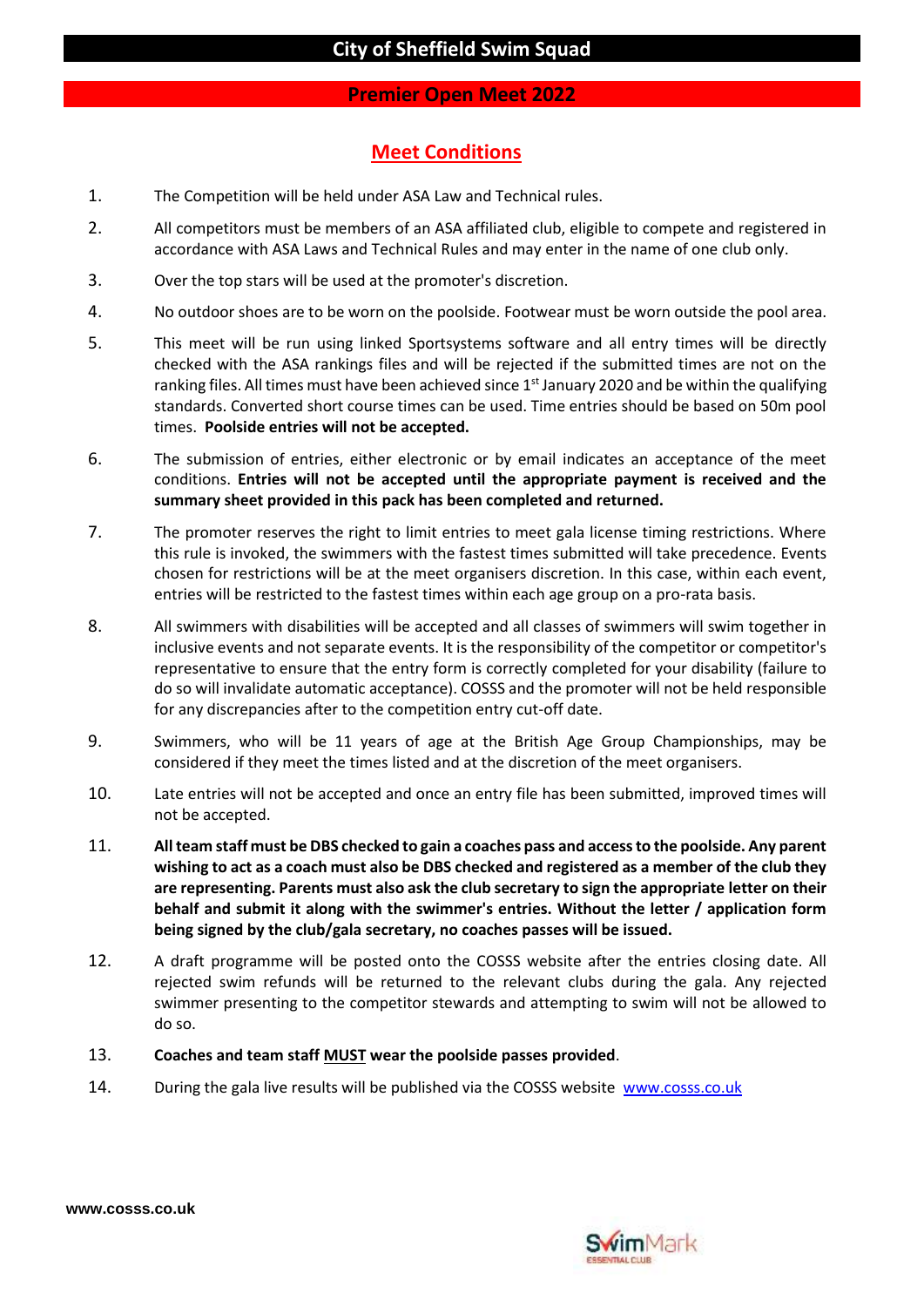# City of Sheffield Swim Squad

## Premier Open Meet 2022

### Meet Conditions

1. The Competition will be held under ASA Law and Technical rules.
2. All competitors must be members of an ASA affiliated club, eligible to compete and registered in accordance with ASA Laws and Technical Rules and may enter in the name of one club only.
3. Over the top stars will be used at the promoter's discretion.
4. No outdoor shoes are to be worn on the poolside. Footwear must be worn outside the pool area.
5. This meet will be run using linked Sportsystems software and all entry times will be directly checked with the ASA rankings files and will be rejected if the submitted times are not on the ranking files. All times must have been achieved since 1st January 2020 and be within the qualifying standards. Converted short course times can be used. Time entries should be based on 50m pool times. **Poolside entries will not be accepted.**
6. The submission of entries, either electronic or by email indicates an acceptance of the meet conditions. **Entries will not be accepted until the appropriate payment is received and the summary sheet provided in this pack has been completed and returned.**
7. The promoter reserves the right to limit entries to meet gala license timing restrictions. Where this rule is invoked, the swimmers with the fastest times submitted will take precedence. Events chosen for restrictions will be at the meet organisers discretion. In this case, within each event, entries will be restricted to the fastest times within each age group on a pro-rata basis.
8. All swimmers with disabilities will be accepted and all classes of swimmers will swim together in inclusive events and not separate events. It is the responsibility of the competitor or competitor's representative to ensure that the entry form is correctly completed for your disability (failure to do so will invalidate automatic acceptance). COSSS and the promoter will not be held responsible for any discrepancies after to the competition entry cut-off date.
9. Swimmers, who will be 11 years of age at the British Age Group Championships, may be considered if they meet the times listed and at the discretion of the meet organisers.
10. Late entries will not be accepted and once an entry file has been submitted, improved times will not be accepted.
11. **All team staff must be DBS checked to gain a coaches pass and access to the poolside. Any parent wishing to act as a coach must also be DBS checked and registered as a member of the club they are representing. Parents must also ask the club secretary to sign the appropriate letter on their behalf and submit it along with the swimmer's entries. Without the letter / application form being signed by the club/gala secretary, no coaches passes will be issued.**
12. A draft programme will be posted onto the COSSS website after the entries closing date. All rejected swim refunds will be returned to the relevant clubs during the gala. Any rejected swimmer presenting to the competitor stewards and attempting to swim will not be allowed to do so.
13. **Coaches and team staff MUST wear the poolside passes provided**.
14. During the gala live results will be published via the COSSS website [www.cosss.co.uk](http://www.cosss.co.uk)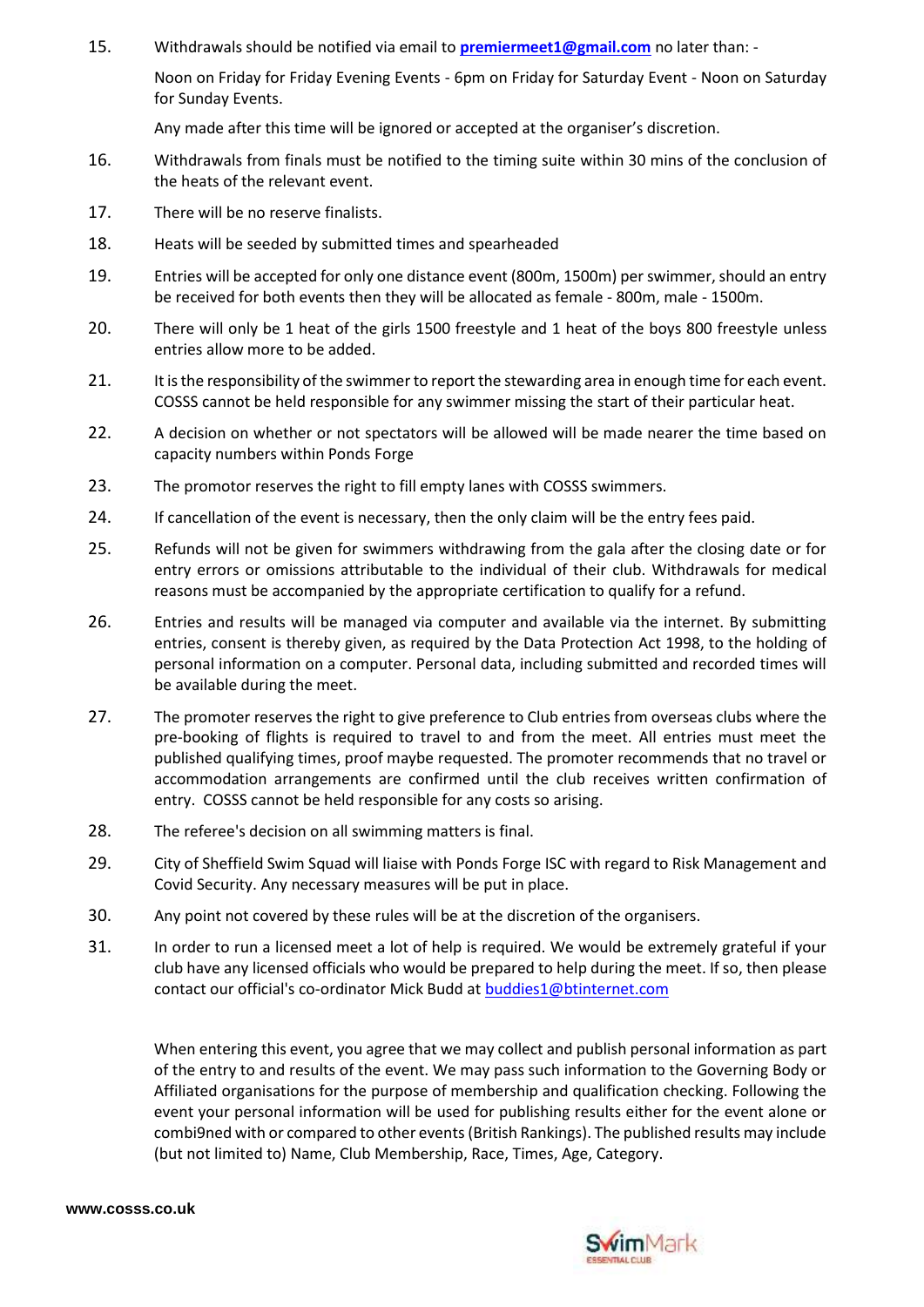15. Withdrawals should be notified via email to **[premiermeet1@gmail.com](mailto:premiermeet1@gmail.com)** no later than: -

    Noon on Friday for Friday Evening Events - 6pm on Friday for Saturday Event - Noon on Saturday for Sunday Events.

    Any made after this time will be ignored or accepted at the organiser's discretion.

16. Withdrawals from finals must be notified to the timing suite within 30 mins of the conclusion of the heats of the relevant event.

17. There will be no reserve finalists.

18. Heats will be seeded by submitted times and spearheaded

19. Entries will be accepted for only one distance event (800m, 1500m) per swimmer, should an entry be received for both events then they will be allocated as female - 800m, male - 1500m.

20. There will only be 1 heat of the girls 1500 freestyle and 1 heat of the boys 800 freestyle unless entries allow more to be added.

21. It is the responsibility of the swimmer to report the stewarding area in enough time for each event. COSSS cannot be held responsible for any swimmer missing the start of their particular heat.

22. A decision on whether or not spectators will be allowed will be made nearer the time based on capacity numbers within Ponds Forge

23. The promotor reserves the right to fill empty lanes with COSSS swimmers.

24. If cancellation of the event is necessary, then the only claim will be the entry fees paid.

25. Refunds will not be given for swimmers withdrawing from the gala after the closing date or for entry errors or omissions attributable to the individual of their club. Withdrawals for medical reasons must be accompanied by the appropriate certification to qualify for a refund.

26. Entries and results will be managed via computer and available via the internet. By submitting entries, consent is thereby given, as required by the Data Protection Act 1998, to the holding of personal information on a computer. Personal data, including submitted and recorded times will be available during the meet.

27. The promoter reserves the right to give preference to Club entries from overseas clubs where the pre-booking of flights is required to travel to and from the meet. All entries must meet the published qualifying times, proof maybe requested. The promoter recommends that no travel or accommodation arrangements are confirmed until the club receives written confirmation of entry. COSSS cannot be held responsible for any costs so arising.

28. The referee's decision on all swimming matters is final.

29. City of Sheffield Swim Squad will liaise with Ponds Forge ISC with regard to Risk Management and Covid Security. Any necessary measures will be put in place.

30. Any point not covered by these rules will be at the discretion of the organisers.

31. In order to run a licensed meet a lot of help is required. We would be extremely grateful if your club have any licensed officials who would be prepared to help during the meet. If so, then please contact our official's co-ordinator Mick Budd at [buddies1@btinternet.com](mailto:buddies1@btinternet.com)

When entering this event, you agree that we may collect and publish personal information as part of the entry to and results of the event. We may pass such information to the Governing Body or Affiliated organisations for the purpose of membership and qualification checking. Following the event your personal information will be used for publishing results either for the event alone or combi9ned with or compared to other events (British Rankings). The published results may include (but not limited to) Name, Club Membership, Race, Times, Age, Category.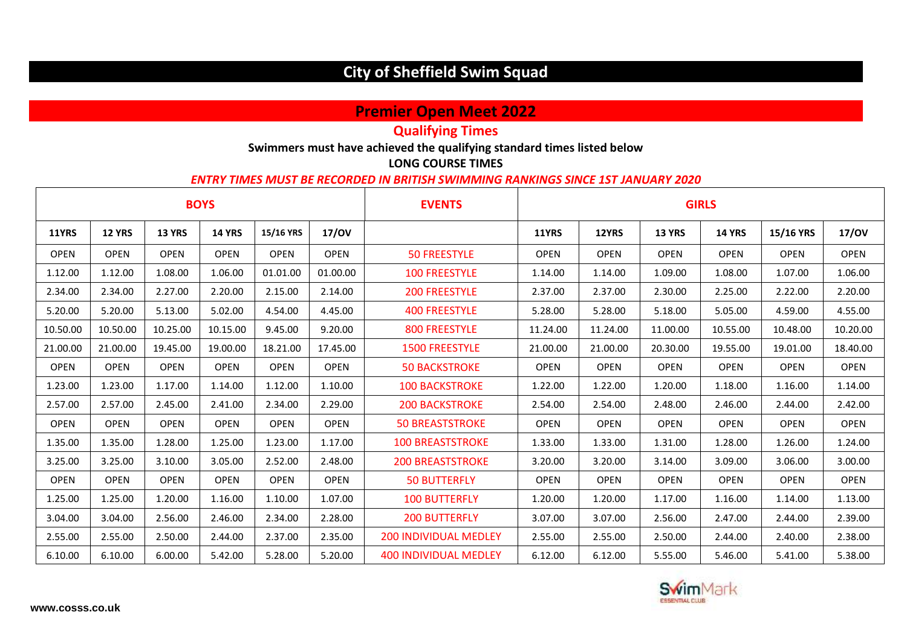# City of Sheffield Swim Squad

## Premier Open Meet 2022

### Qualifying Times

**Swimmers must have achieved the qualifying standard times listed below**

**LONG COURSE TIMES**

***ENTRY TIMES MUST BE RECORDED IN BRITISH SWIMMING RANKINGS SINCE 1ST JANUARY 2020***

| BOYS | | | | | | EVENTS | GIRLS | | | | | |
|---|---|---|---|---|---|---|---|---|---|---|---|---|
| 11YRS | 12 YRS | 13 YRS | 14 YRS | 15/16 YRS | 17/OV | | 11YRS | 12YRS | 13 YRS | 14 YRS | 15/16 YRS | 17/OV |
| OPEN | OPEN | OPEN | OPEN | OPEN | OPEN | 50 FREESTYLE | OPEN | OPEN | OPEN | OPEN | OPEN | OPEN |
| 1.12.00 | 1.12.00 | 1.08.00 | 1.06.00 | 01.01.00 | 01.00.00 | 100 FREESTYLE | 1.14.00 | 1.14.00 | 1.09.00 | 1.08.00 | 1.07.00 | 1.06.00 |
| 2.34.00 | 2.34.00 | 2.27.00 | 2.20.00 | 2.15.00 | 2.14.00 | 200 FREESTYLE | 2.37.00 | 2.37.00 | 2.30.00 | 2.25.00 | 2.22.00 | 2.20.00 |
| 5.20.00 | 5.20.00 | 5.13.00 | 5.02.00 | 4.54.00 | 4.45.00 | 400 FREESTYLE | 5.28.00 | 5.28.00 | 5.18.00 | 5.05.00 | 4.59.00 | 4.55.00 |
| 10.50.00 | 10.50.00 | 10.25.00 | 10.15.00 | 9.45.00 | 9.20.00 | 800 FREESTYLE | 11.24.00 | 11.24.00 | 11.00.00 | 10.55.00 | 10.48.00 | 10.20.00 |
| 21.00.00 | 21.00.00 | 19.45.00 | 19.00.00 | 18.21.00 | 17.45.00 | 1500 FREESTYLE | 21.00.00 | 21.00.00 | 20.30.00 | 19.55.00 | 19.01.00 | 18.40.00 |
| OPEN | OPEN | OPEN | OPEN | OPEN | OPEN | 50 BACKSTROKE | OPEN | OPEN | OPEN | OPEN | OPEN | OPEN |
| 1.23.00 | 1.23.00 | 1.17.00 | 1.14.00 | 1.12.00 | 1.10.00 | 100 BACKSTROKE | 1.22.00 | 1.22.00 | 1.20.00 | 1.18.00 | 1.16.00 | 1.14.00 |
| 2.57.00 | 2.57.00 | 2.45.00 | 2.41.00 | 2.34.00 | 2.29.00 | 200 BACKSTROKE | 2.54.00 | 2.54.00 | 2.48.00 | 2.46.00 | 2.44.00 | 2.42.00 |
| OPEN | OPEN | OPEN | OPEN | OPEN | OPEN | 50 BREASTSTROKE | OPEN | OPEN | OPEN | OPEN | OPEN | OPEN |
| 1.35.00 | 1.35.00 | 1.28.00 | 1.25.00 | 1.23.00 | 1.17.00 | 100 BREASTSTROKE | 1.33.00 | 1.33.00 | 1.31.00 | 1.28.00 | 1.26.00 | 1.24.00 |
| 3.25.00 | 3.25.00 | 3.10.00 | 3.05.00 | 2.52.00 | 2.48.00 | 200 BREASTSTROKE | 3.20.00 | 3.20.00 | 3.14.00 | 3.09.00 | 3.06.00 | 3.00.00 |
| OPEN | OPEN | OPEN | OPEN | OPEN | OPEN | 50 BUTTERFLY | OPEN | OPEN | OPEN | OPEN | OPEN | OPEN |
| 1.25.00 | 1.25.00 | 1.20.00 | 1.16.00 | 1.10.00 | 1.07.00 | 100 BUTTERFLY | 1.20.00 | 1.20.00 | 1.17.00 | 1.16.00 | 1.14.00 | 1.13.00 |
| 3.04.00 | 3.04.00 | 2.56.00 | 2.46.00 | 2.34.00 | 2.28.00 | 200 BUTTERFLY | 3.07.00 | 3.07.00 | 2.56.00 | 2.47.00 | 2.44.00 | 2.39.00 |
| 2.55.00 | 2.55.00 | 2.50.00 | 2.44.00 | 2.37.00 | 2.35.00 | 200 INDIVIDUAL MEDLEY | 2.55.00 | 2.55.00 | 2.50.00 | 2.44.00 | 2.40.00 | 2.38.00 |
| 6.10.00 | 6.10.00 | 6.00.00 | 5.42.00 | 5.28.00 | 5.20.00 | 400 INDIVIDUAL MEDLEY | 6.12.00 | 6.12.00 | 5.55.00 | 5.46.00 | 5.41.00 | 5.38.00 |

SwimMark ESSENTIAL CLUB

www.cosss.co.uk